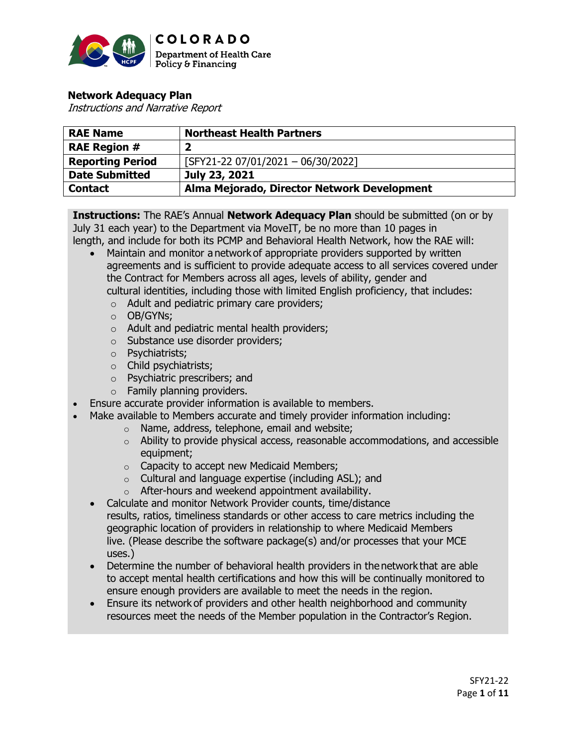COLORADO
Department of Health Care Policy & Financing

**Network Adequacy Plan**
*Instructions and Narrative Report*

| **RAE Name** | **Northeast Health Partners** |
|---|---|
| **RAE Region #** | **2** |
| **Reporting Period** | [SFY21-22 07/01/2021 – 06/30/2022] |
| **Date Submitted** | **July 23, 2021** |
| **Contact** | **Alma Mejorado, Director Network Development** |

**Instructions:** The RAE's Annual **Network Adequacy Plan** should be submitted (on or by July 31 each year) to the Department via MoveIT, be no more than 10 pages in length, and include for both its PCMP and Behavioral Health Network, how the RAE will:

- Maintain and monitor a network of appropriate providers supported by written agreements and is sufficient to provide adequate access to all services covered under the Contract for Members across all ages, levels of ability, gender and cultural identities, including those with limited English proficiency, that includes:
    - Adult and pediatric primary care providers;
    - OB/GYNs;
    - Adult and pediatric mental health providers;
    - Substance use disorder providers;
    - Psychiatrists;
    - Child psychiatrists;
    - Psychiatric prescribers; and
    - Family planning providers.
- Ensure accurate provider information is available to members.
- Make available to Members accurate and timely provider information including:
    - Name, address, telephone, email and website;
    - Ability to provide physical access, reasonable accommodations, and accessible equipment;
    - Capacity to accept new Medicaid Members;
    - Cultural and language expertise (including ASL); and
    - After-hours and weekend appointment availability.
- Calculate and monitor Network Provider counts, time/distance results, ratios, timeliness standards or other access to care metrics including the geographic location of providers in relationship to where Medicaid Members live. (Please describe the software package(s) and/or processes that your MCE uses.)
- Determine the number of behavioral health providers in the network that are able to accept mental health certifications and how this will be continually monitored to ensure enough providers are available to meet the needs in the region.
- Ensure its network of providers and other health neighborhood and community resources meet the needs of the Member population in the Contractor's Region.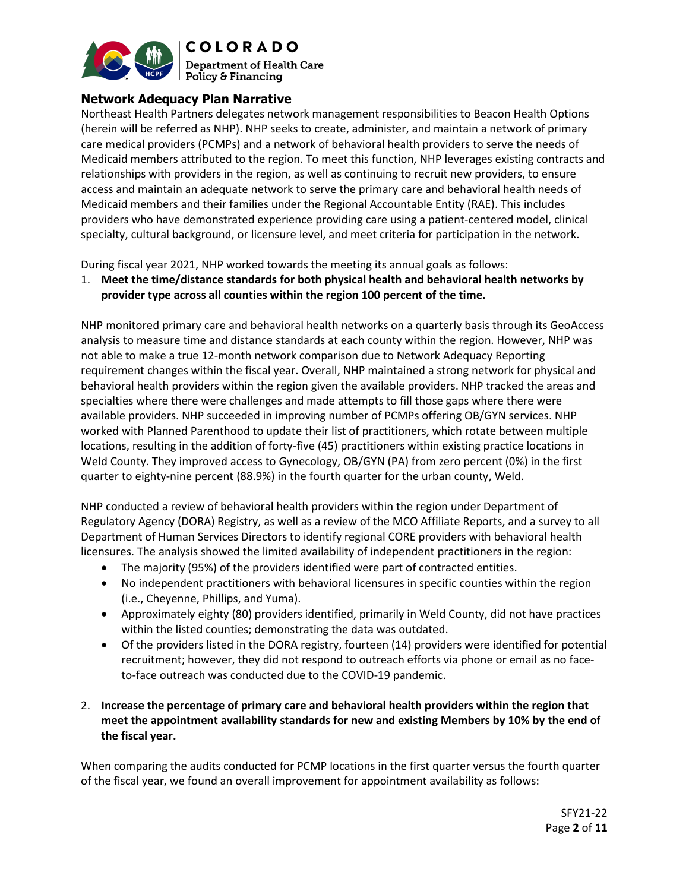## Network Adequacy Plan Narrative

Northeast Health Partners delegates network management responsibilities to Beacon Health Options (herein will be referred as NHP). NHP seeks to create, administer, and maintain a network of primary care medical providers (PCMPs) and a network of behavioral health providers to serve the needs of Medicaid members attributed to the region. To meet this function, NHP leverages existing contracts and relationships with providers in the region, as well as continuing to recruit new providers, to ensure access and maintain an adequate network to serve the primary care and behavioral health needs of Medicaid members and their families under the Regional Accountable Entity (RAE). This includes providers who have demonstrated experience providing care using a patient-centered model, clinical specialty, cultural background, or licensure level, and meet criteria for participation in the network.

During fiscal year 2021, NHP worked towards the meeting its annual goals as follows:

1. **Meet the time/distance standards for both physical health and behavioral health networks by provider type across all counties within the region 100 percent of the time.**

NHP monitored primary care and behavioral health networks on a quarterly basis through its GeoAccess analysis to measure time and distance standards at each county within the region. However, NHP was not able to make a true 12-month network comparison due to Network Adequacy Reporting requirement changes within the fiscal year. Overall, NHP maintained a strong network for physical and behavioral health providers within the region given the available providers. NHP tracked the areas and specialties where there were challenges and made attempts to fill those gaps where there were available providers. NHP succeeded in improving number of PCMPs offering OB/GYN services. NHP worked with Planned Parenthood to update their list of practitioners, which rotate between multiple locations, resulting in the addition of forty-five (45) practitioners within existing practice locations in Weld County. They improved access to Gynecology, OB/GYN (PA) from zero percent (0%) in the first quarter to eighty-nine percent (88.9%) in the fourth quarter for the urban county, Weld.

NHP conducted a review of behavioral health providers within the region under Department of Regulatory Agency (DORA) Registry, as well as a review of the MCO Affiliate Reports, and a survey to all Department of Human Services Directors to identify regional CORE providers with behavioral health licensures. The analysis showed the limited availability of independent practitioners in the region:

- The majority (95%) of the providers identified were part of contracted entities.
- No independent practitioners with behavioral licensures in specific counties within the region (i.e., Cheyenne, Phillips, and Yuma).
- Approximately eighty (80) providers identified, primarily in Weld County, did not have practices within the listed counties; demonstrating the data was outdated.
- Of the providers listed in the DORA registry, fourteen (14) providers were identified for potential recruitment; however, they did not respond to outreach efforts via phone or email as no face-to-face outreach was conducted due to the COVID-19 pandemic.

2. **Increase the percentage of primary care and behavioral health providers within the region that meet the appointment availability standards for new and existing Members by 10% by the end of the fiscal year.**

When comparing the audits conducted for PCMP locations in the first quarter versus the fourth quarter of the fiscal year, we found an overall improvement for appointment availability as follows: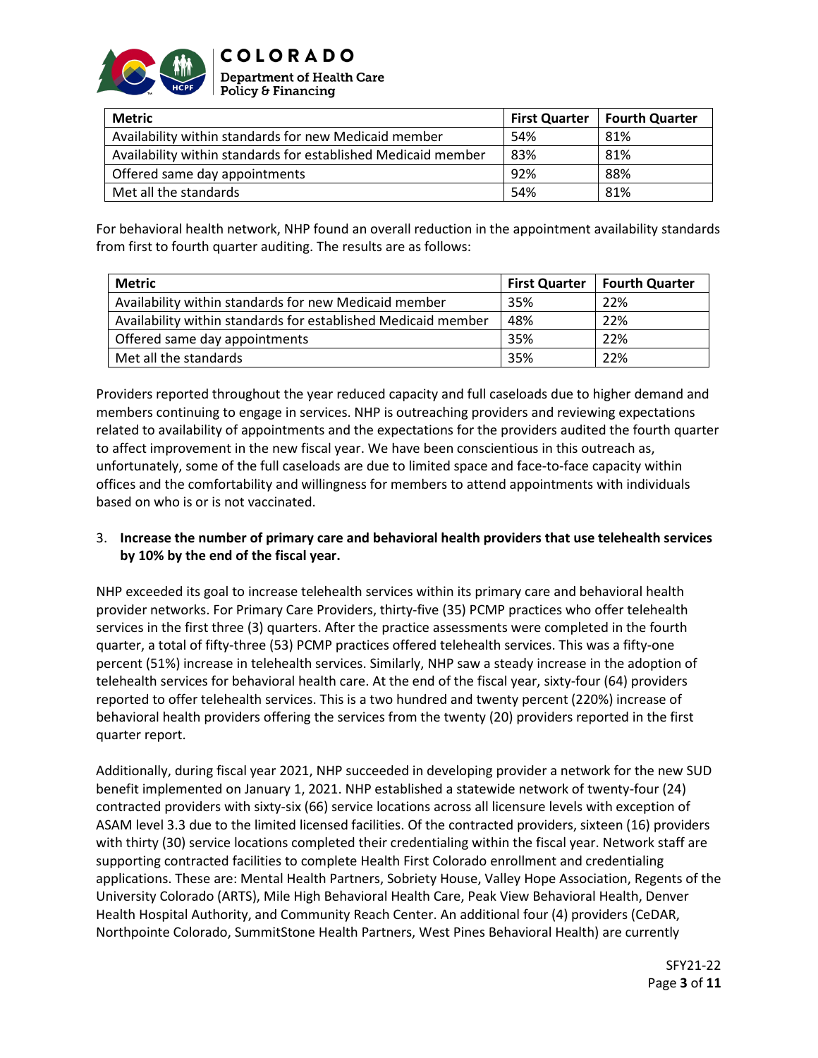| Metric | First Quarter | Fourth Quarter |
|---|---|---|
| Availability within standards for new Medicaid member | 54% | 81% |
| Availability within standards for established Medicaid member | 83% | 81% |
| Offered same day appointments | 92% | 88% |
| Met all the standards | 54% | 81% |

For behavioral health network, NHP found an overall reduction in the appointment availability standards from first to fourth quarter auditing. The results are as follows:

| Metric | First Quarter | Fourth Quarter |
|---|---|---|
| Availability within standards for new Medicaid member | 35% | 22% |
| Availability within standards for established Medicaid member | 48% | 22% |
| Offered same day appointments | 35% | 22% |
| Met all the standards | 35% | 22% |

Providers reported throughout the year reduced capacity and full caseloads due to higher demand and members continuing to engage in services. NHP is outreaching providers and reviewing expectations related to availability of appointments and the expectations for the providers audited the fourth quarter to affect improvement in the new fiscal year. We have been conscientious in this outreach as, unfortunately, some of the full caseloads are due to limited space and face-to-face capacity within offices and the comfortability and willingness for members to attend appointments with individuals based on who is or is not vaccinated.

3. **Increase the number of primary care and behavioral health providers that use telehealth services by 10% by the end of the fiscal year.**

NHP exceeded its goal to increase telehealth services within its primary care and behavioral health provider networks. For Primary Care Providers, thirty-five (35) PCMP practices who offer telehealth services in the first three (3) quarters. After the practice assessments were completed in the fourth quarter, a total of fifty-three (53) PCMP practices offered telehealth services. This was a fifty-one percent (51%) increase in telehealth services. Similarly, NHP saw a steady increase in the adoption of telehealth services for behavioral health care. At the end of the fiscal year, sixty-four (64) providers reported to offer telehealth services. This is a two hundred and twenty percent (220%) increase of behavioral health providers offering the services from the twenty (20) providers reported in the first quarter report.

Additionally, during fiscal year 2021, NHP succeeded in developing provider a network for the new SUD benefit implemented on January 1, 2021. NHP established a statewide network of twenty-four (24) contracted providers with sixty-six (66) service locations across all licensure levels with exception of ASAM level 3.3 due to the limited licensed facilities. Of the contracted providers, sixteen (16) providers with thirty (30) service locations completed their credentialing within the fiscal year. Network staff are supporting contracted facilities to complete Health First Colorado enrollment and credentialing applications. These are: Mental Health Partners, Sobriety House, Valley Hope Association, Regents of the University Colorado (ARTS), Mile High Behavioral Health Care, Peak View Behavioral Health, Denver Health Hospital Authority, and Community Reach Center. An additional four (4) providers (CeDAR, Northpointe Colorado, SummitStone Health Partners, West Pines Behavioral Health) are currently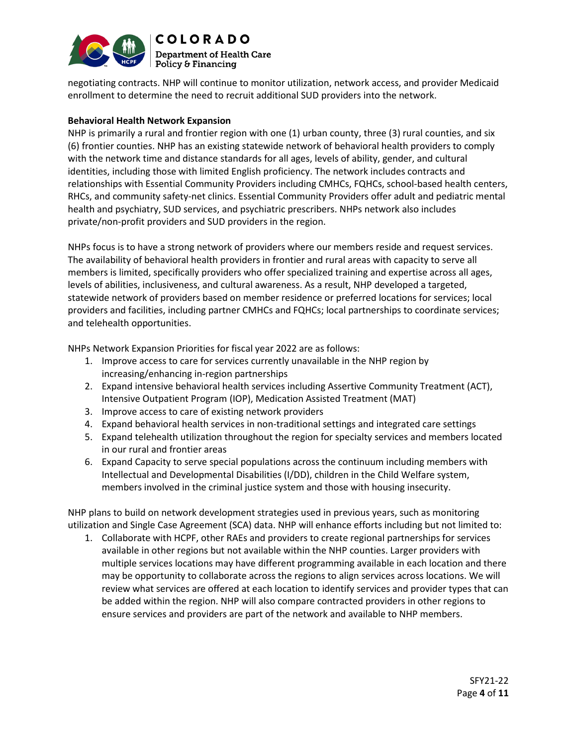negotiating contracts. NHP will continue to monitor utilization, network access, and provider Medicaid enrollment to determine the need to recruit additional SUD providers into the network.

**Behavioral Health Network Expansion**

NHP is primarily a rural and frontier region with one (1) urban county, three (3) rural counties, and six (6) frontier counties. NHP has an existing statewide network of behavioral health providers to comply with the network time and distance standards for all ages, levels of ability, gender, and cultural identities, including those with limited English proficiency. The network includes contracts and relationships with Essential Community Providers including CMHCs, FQHCs, school-based health centers, RHCs, and community safety-net clinics. Essential Community Providers offer adult and pediatric mental health and psychiatry, SUD services, and psychiatric prescribers. NHPs network also includes private/non-profit providers and SUD providers in the region.

NHPs focus is to have a strong network of providers where our members reside and request services. The availability of behavioral health providers in frontier and rural areas with capacity to serve all members is limited, specifically providers who offer specialized training and expertise across all ages, levels of abilities, inclusiveness, and cultural awareness. As a result, NHP developed a targeted, statewide network of providers based on member residence or preferred locations for services; local providers and facilities, including partner CMHCs and FQHCs; local partnerships to coordinate services; and telehealth opportunities.

NHPs Network Expansion Priorities for fiscal year 2022 are as follows:

1. Improve access to care for services currently unavailable in the NHP region by increasing/enhancing in-region partnerships
2. Expand intensive behavioral health services including Assertive Community Treatment (ACT), Intensive Outpatient Program (IOP), Medication Assisted Treatment (MAT)
3. Improve access to care of existing network providers
4. Expand behavioral health services in non-traditional settings and integrated care settings
5. Expand telehealth utilization throughout the region for specialty services and members located in our rural and frontier areas
6. Expand Capacity to serve special populations across the continuum including members with Intellectual and Developmental Disabilities (I/DD), children in the Child Welfare system, members involved in the criminal justice system and those with housing insecurity.

NHP plans to build on network development strategies used in previous years, such as monitoring utilization and Single Case Agreement (SCA) data. NHP will enhance efforts including but not limited to:

1. Collaborate with HCPF, other RAEs and providers to create regional partnerships for services available in other regions but not available within the NHP counties. Larger providers with multiple services locations may have different programming available in each location and there may be opportunity to collaborate across the regions to align services across locations. We will review what services are offered at each location to identify services and provider types that can be added within the region. NHP will also compare contracted providers in other regions to ensure services and providers are part of the network and available to NHP members.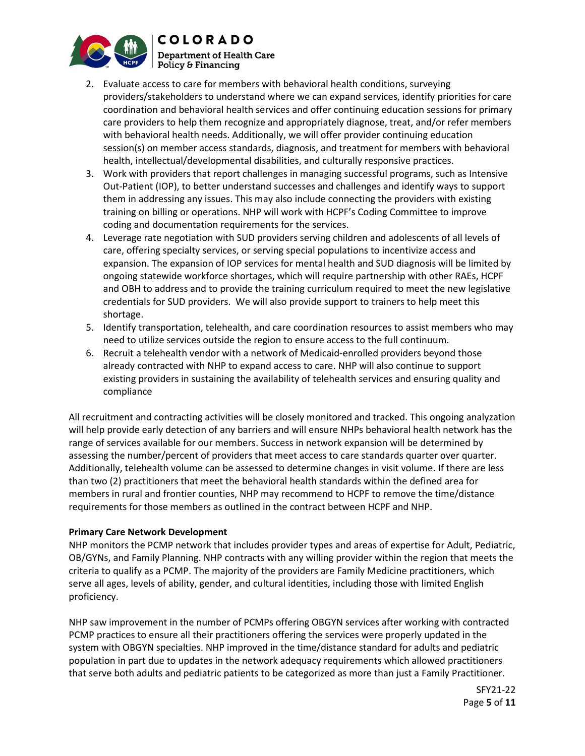2. Evaluate access to care for members with behavioral health conditions, surveying providers/stakeholders to understand where we can expand services, identify priorities for care coordination and behavioral health services and offer continuing education sessions for primary care providers to help them recognize and appropriately diagnose, treat, and/or refer members with behavioral health needs. Additionally, we will offer provider continuing education session(s) on member access standards, diagnosis, and treatment for members with behavioral health, intellectual/developmental disabilities, and culturally responsive practices.
3. Work with providers that report challenges in managing successful programs, such as Intensive Out-Patient (IOP), to better understand successes and challenges and identify ways to support them in addressing any issues. This may also include connecting the providers with existing training on billing or operations. NHP will work with HCPF's Coding Committee to improve coding and documentation requirements for the services.
4. Leverage rate negotiation with SUD providers serving children and adolescents of all levels of care, offering specialty services, or serving special populations to incentivize access and expansion. The expansion of IOP services for mental health and SUD diagnosis will be limited by ongoing statewide workforce shortages, which will require partnership with other RAEs, HCPF and OBH to address and to provide the training curriculum required to meet the new legislative credentials for SUD providers. We will also provide support to trainers to help meet this shortage.
5. Identify transportation, telehealth, and care coordination resources to assist members who may need to utilize services outside the region to ensure access to the full continuum.
6. Recruit a telehealth vendor with a network of Medicaid-enrolled providers beyond those already contracted with NHP to expand access to care. NHP will also continue to support existing providers in sustaining the availability of telehealth services and ensuring quality and compliance

All recruitment and contracting activities will be closely monitored and tracked. This ongoing analyzation will help provide early detection of any barriers and will ensure NHPs behavioral health network has the range of services available for our members. Success in network expansion will be determined by assessing the number/percent of providers that meet access to care standards quarter over quarter. Additionally, telehealth volume can be assessed to determine changes in visit volume. If there are less than two (2) practitioners that meet the behavioral health standards within the defined area for members in rural and frontier counties, NHP may recommend to HCPF to remove the time/distance requirements for those members as outlined in the contract between HCPF and NHP.

**Primary Care Network Development**

NHP monitors the PCMP network that includes provider types and areas of expertise for Adult, Pediatric, OB/GYNs, and Family Planning. NHP contracts with any willing provider within the region that meets the criteria to qualify as a PCMP. The majority of the providers are Family Medicine practitioners, which serve all ages, levels of ability, gender, and cultural identities, including those with limited English proficiency.

NHP saw improvement in the number of PCMPs offering OBGYN services after working with contracted PCMP practices to ensure all their practitioners offering the services were properly updated in the system with OBGYN specialties. NHP improved in the time/distance standard for adults and pediatric population in part due to updates in the network adequacy requirements which allowed practitioners that serve both adults and pediatric patients to be categorized as more than just a Family Practitioner.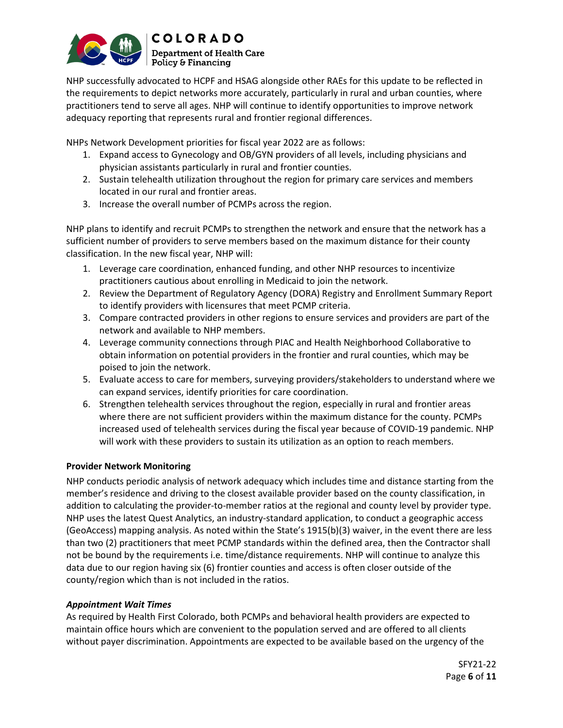NHP successfully advocated to HCPF and HSAG alongside other RAEs for this update to be reflected in the requirements to depict networks more accurately, particularly in rural and urban counties, where practitioners tend to serve all ages. NHP will continue to identify opportunities to improve network adequacy reporting that represents rural and frontier regional differences.

NHPs Network Development priorities for fiscal year 2022 are as follows:

1. Expand access to Gynecology and OB/GYN providers of all levels, including physicians and physician assistants particularly in rural and frontier counties.
2. Sustain telehealth utilization throughout the region for primary care services and members located in our rural and frontier areas.
3. Increase the overall number of PCMPs across the region.

NHP plans to identify and recruit PCMPs to strengthen the network and ensure that the network has a sufficient number of providers to serve members based on the maximum distance for their county classification. In the new fiscal year, NHP will:

1. Leverage care coordination, enhanced funding, and other NHP resources to incentivize practitioners cautious about enrolling in Medicaid to join the network.
2. Review the Department of Regulatory Agency (DORA) Registry and Enrollment Summary Report to identify providers with licensures that meet PCMP criteria.
3. Compare contracted providers in other regions to ensure services and providers are part of the network and available to NHP members.
4. Leverage community connections through PIAC and Health Neighborhood Collaborative to obtain information on potential providers in the frontier and rural counties, which may be poised to join the network.
5. Evaluate access to care for members, surveying providers/stakeholders to understand where we can expand services, identify priorities for care coordination.
6. Strengthen telehealth services throughout the region, especially in rural and frontier areas where there are not sufficient providers within the maximum distance for the county. PCMPs increased used of telehealth services during the fiscal year because of COVID-19 pandemic. NHP will work with these providers to sustain its utilization as an option to reach members.

**Provider Network Monitoring**

NHP conducts periodic analysis of network adequacy which includes time and distance starting from the member's residence and driving to the closest available provider based on the county classification, in addition to calculating the provider-to-member ratios at the regional and county level by provider type. NHP uses the latest Quest Analytics, an industry-standard application, to conduct a geographic access (GeoAccess) mapping analysis. As noted within the State's 1915(b)(3) waiver, in the event there are less than two (2) practitioners that meet PCMP standards within the defined area, then the Contractor shall not be bound by the requirements i.e. time/distance requirements. NHP will continue to analyze this data due to our region having six (6) frontier counties and access is often closer outside of the county/region which than is not included in the ratios.

***Appointment Wait Times***

As required by Health First Colorado, both PCMPs and behavioral health providers are expected to maintain office hours which are convenient to the population served and are offered to all clients without payer discrimination. Appointments are expected to be available based on the urgency of the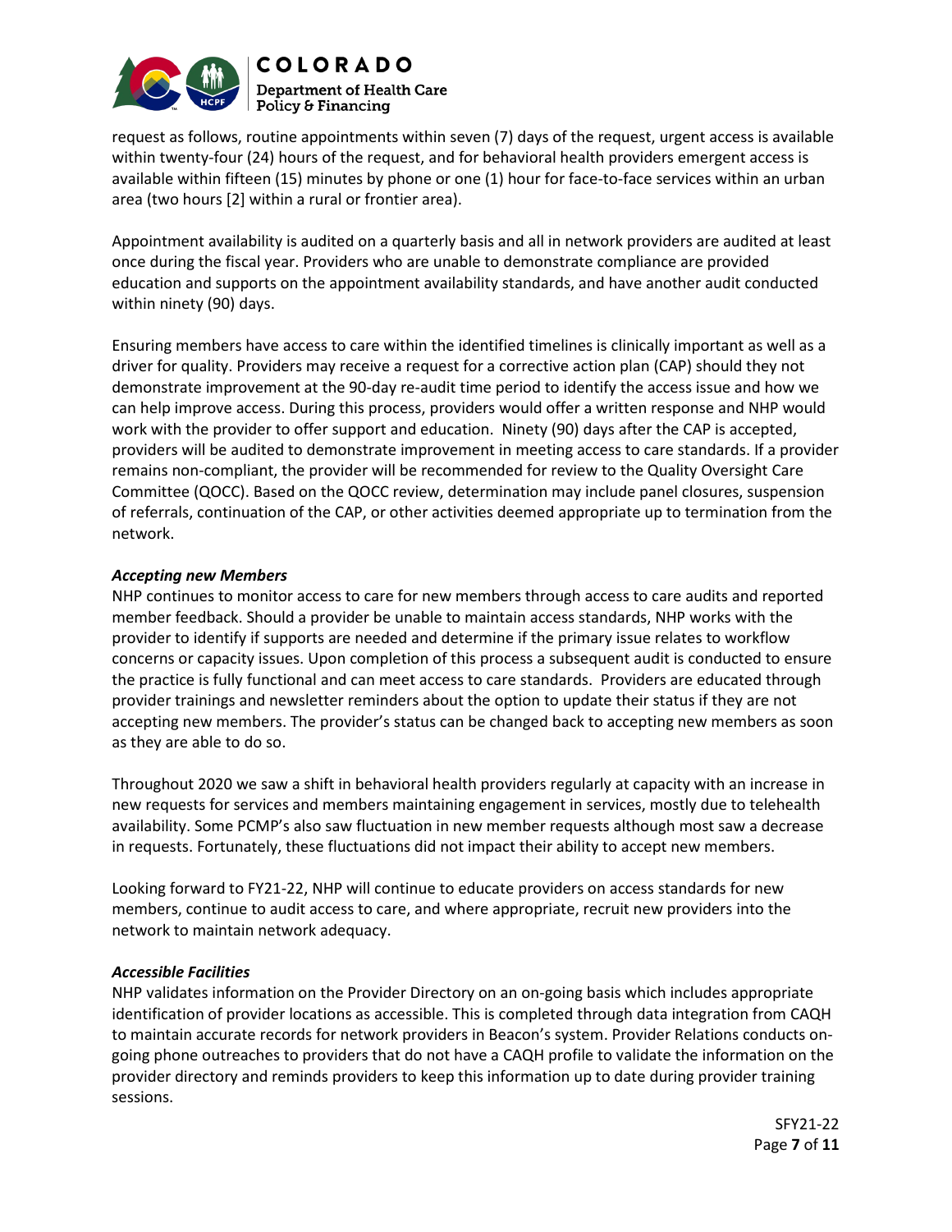request as follows, routine appointments within seven (7) days of the request, urgent access is available within twenty-four (24) hours of the request, and for behavioral health providers emergent access is available within fifteen (15) minutes by phone or one (1) hour for face-to-face services within an urban area (two hours [2] within a rural or frontier area).

Appointment availability is audited on a quarterly basis and all in network providers are audited at least once during the fiscal year. Providers who are unable to demonstrate compliance are provided education and supports on the appointment availability standards, and have another audit conducted within ninety (90) days.

Ensuring members have access to care within the identified timelines is clinically important as well as a driver for quality. Providers may receive a request for a corrective action plan (CAP) should they not demonstrate improvement at the 90-day re-audit time period to identify the access issue and how we can help improve access. During this process, providers would offer a written response and NHP would work with the provider to offer support and education. Ninety (90) days after the CAP is accepted, providers will be audited to demonstrate improvement in meeting access to care standards. If a provider remains non-compliant, the provider will be recommended for review to the Quality Oversight Care Committee (QOCC). Based on the QOCC review, determination may include panel closures, suspension of referrals, continuation of the CAP, or other activities deemed appropriate up to termination from the network.

***Accepting new Members***

NHP continues to monitor access to care for new members through access to care audits and reported member feedback. Should a provider be unable to maintain access standards, NHP works with the provider to identify if supports are needed and determine if the primary issue relates to workflow concerns or capacity issues. Upon completion of this process a subsequent audit is conducted to ensure the practice is fully functional and can meet access to care standards. Providers are educated through provider trainings and newsletter reminders about the option to update their status if they are not accepting new members. The provider's status can be changed back to accepting new members as soon as they are able to do so.

Throughout 2020 we saw a shift in behavioral health providers regularly at capacity with an increase in new requests for services and members maintaining engagement in services, mostly due to telehealth availability. Some PCMP's also saw fluctuation in new member requests although most saw a decrease in requests. Fortunately, these fluctuations did not impact their ability to accept new members.

Looking forward to FY21-22, NHP will continue to educate providers on access standards for new members, continue to audit access to care, and where appropriate, recruit new providers into the network to maintain network adequacy.

***Accessible Facilities***

NHP validates information on the Provider Directory on an on-going basis which includes appropriate identification of provider locations as accessible. This is completed through data integration from CAQH to maintain accurate records for network providers in Beacon's system. Provider Relations conducts on-going phone outreaches to providers that do not have a CAQH profile to validate the information on the provider directory and reminds providers to keep this information up to date during provider training sessions.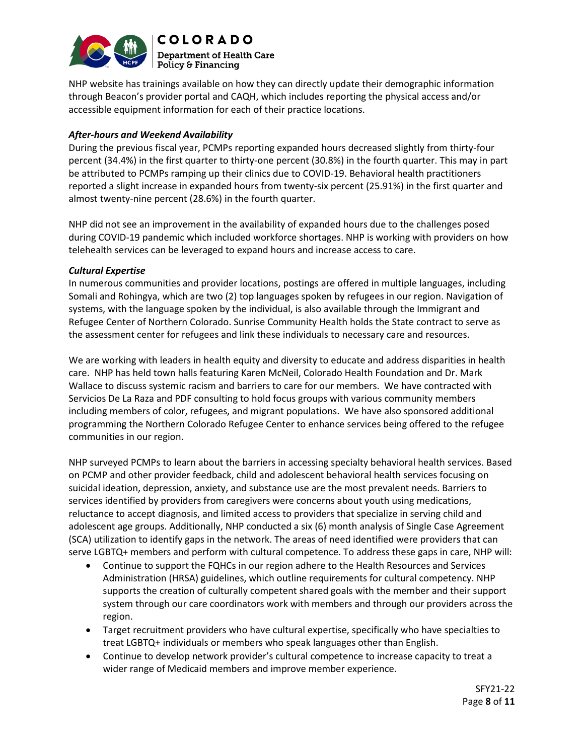NHP website has trainings available on how they can directly update their demographic information through Beacon's provider portal and CAQH, which includes reporting the physical access and/or accessible equipment information for each of their practice locations.

***After-hours and Weekend Availability***

During the previous fiscal year, PCMPs reporting expanded hours decreased slightly from thirty-four percent (34.4%) in the first quarter to thirty-one percent (30.8%) in the fourth quarter. This may in part be attributed to PCMPs ramping up their clinics due to COVID-19. Behavioral health practitioners reported a slight increase in expanded hours from twenty-six percent (25.91%) in the first quarter and almost twenty-nine percent (28.6%) in the fourth quarter.

NHP did not see an improvement in the availability of expanded hours due to the challenges posed during COVID-19 pandemic which included workforce shortages. NHP is working with providers on how telehealth services can be leveraged to expand hours and increase access to care.

***Cultural Expertise***

In numerous communities and provider locations, postings are offered in multiple languages, including Somali and Rohingya, which are two (2) top languages spoken by refugees in our region. Navigation of systems, with the language spoken by the individual, is also available through the Immigrant and Refugee Center of Northern Colorado. Sunrise Community Health holds the State contract to serve as the assessment center for refugees and link these individuals to necessary care and resources.

We are working with leaders in health equity and diversity to educate and address disparities in health care. NHP has held town halls featuring Karen McNeil, Colorado Health Foundation and Dr. Mark Wallace to discuss systemic racism and barriers to care for our members. We have contracted with Servicios De La Raza and PDF consulting to hold focus groups with various community members including members of color, refugees, and migrant populations. We have also sponsored additional programming the Northern Colorado Refugee Center to enhance services being offered to the refugee communities in our region.

NHP surveyed PCMPs to learn about the barriers in accessing specialty behavioral health services. Based on PCMP and other provider feedback, child and adolescent behavioral health services focusing on suicidal ideation, depression, anxiety, and substance use are the most prevalent needs. Barriers to services identified by providers from caregivers were concerns about youth using medications, reluctance to accept diagnosis, and limited access to providers that specialize in serving child and adolescent age groups. Additionally, NHP conducted a six (6) month analysis of Single Case Agreement (SCA) utilization to identify gaps in the network. The areas of need identified were providers that can serve LGBTQ+ members and perform with cultural competence. To address these gaps in care, NHP will:

- Continue to support the FQHCs in our region adhere to the Health Resources and Services Administration (HRSA) guidelines, which outline requirements for cultural competency. NHP supports the creation of culturally competent shared goals with the member and their support system through our care coordinators work with members and through our providers across the region.
- Target recruitment providers who have cultural expertise, specifically who have specialties to treat LGBTQ+ individuals or members who speak languages other than English.
- Continue to develop network provider's cultural competence to increase capacity to treat a wider range of Medicaid members and improve member experience.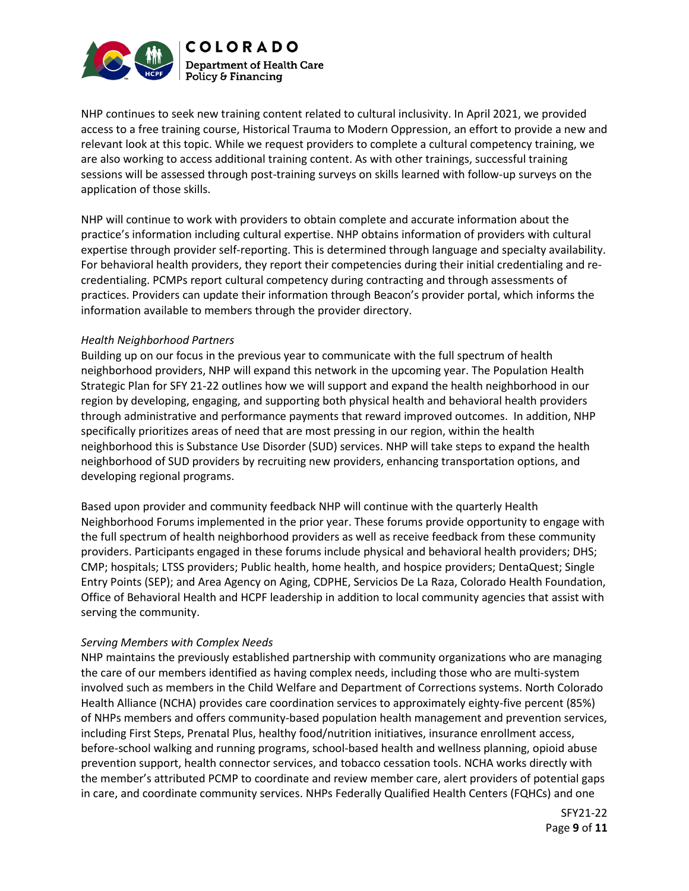NHP continues to seek new training content related to cultural inclusivity. In April 2021, we provided access to a free training course, Historical Trauma to Modern Oppression, an effort to provide a new and relevant look at this topic. While we request providers to complete a cultural competency training, we are also working to access additional training content. As with other trainings, successful training sessions will be assessed through post-training surveys on skills learned with follow-up surveys on the application of those skills.

NHP will continue to work with providers to obtain complete and accurate information about the practice's information including cultural expertise. NHP obtains information of providers with cultural expertise through provider self-reporting. This is determined through language and specialty availability. For behavioral health providers, they report their competencies during their initial credentialing and re-credentialing. PCMPs report cultural competency during contracting and through assessments of practices. Providers can update their information through Beacon's provider portal, which informs the information available to members through the provider directory.

*Health Neighborhood Partners*

Building up on our focus in the previous year to communicate with the full spectrum of health neighborhood providers, NHP will expand this network in the upcoming year. The Population Health Strategic Plan for SFY 21-22 outlines how we will support and expand the health neighborhood in our region by developing, engaging, and supporting both physical health and behavioral health providers through administrative and performance payments that reward improved outcomes. In addition, NHP specifically prioritizes areas of need that are most pressing in our region, within the health neighborhood this is Substance Use Disorder (SUD) services. NHP will take steps to expand the health neighborhood of SUD providers by recruiting new providers, enhancing transportation options, and developing regional programs.

Based upon provider and community feedback NHP will continue with the quarterly Health Neighborhood Forums implemented in the prior year. These forums provide opportunity to engage with the full spectrum of health neighborhood providers as well as receive feedback from these community providers. Participants engaged in these forums include physical and behavioral health providers; DHS; CMP; hospitals; LTSS providers; Public health, home health, and hospice providers; DentaQuest; Single Entry Points (SEP); and Area Agency on Aging, CDPHE, Servicios De La Raza, Colorado Health Foundation, Office of Behavioral Health and HCPF leadership in addition to local community agencies that assist with serving the community.

*Serving Members with Complex Needs*

NHP maintains the previously established partnership with community organizations who are managing the care of our members identified as having complex needs, including those who are multi-system involved such as members in the Child Welfare and Department of Corrections systems. North Colorado Health Alliance (NCHA) provides care coordination services to approximately eighty-five percent (85%) of NHPs members and offers community-based population health management and prevention services, including First Steps, Prenatal Plus, healthy food/nutrition initiatives, insurance enrollment access, before-school walking and running programs, school-based health and wellness planning, opioid abuse prevention support, health connector services, and tobacco cessation tools. NCHA works directly with the member's attributed PCMP to coordinate and review member care, alert providers of potential gaps in care, and coordinate community services. NHPs Federally Qualified Health Centers (FQHCs) and one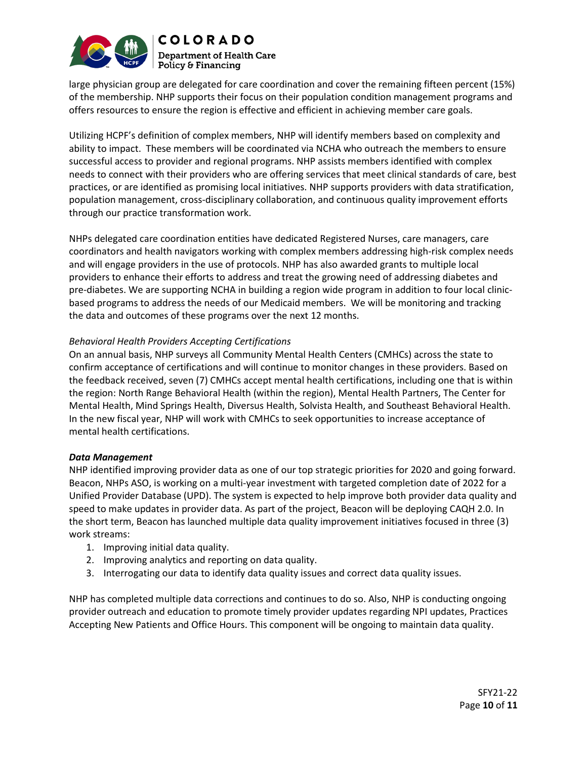large physician group are delegated for care coordination and cover the remaining fifteen percent (15%) of the membership. NHP supports their focus on their population condition management programs and offers resources to ensure the region is effective and efficient in achieving member care goals.

Utilizing HCPF's definition of complex members, NHP will identify members based on complexity and ability to impact. These members will be coordinated via NCHA who outreach the members to ensure successful access to provider and regional programs. NHP assists members identified with complex needs to connect with their providers who are offering services that meet clinical standards of care, best practices, or are identified as promising local initiatives. NHP supports providers with data stratification, population management, cross-disciplinary collaboration, and continuous quality improvement efforts through our practice transformation work.

NHPs delegated care coordination entities have dedicated Registered Nurses, care managers, care coordinators and health navigators working with complex members addressing high-risk complex needs and will engage providers in the use of protocols. NHP has also awarded grants to multiple local providers to enhance their efforts to address and treat the growing need of addressing diabetes and pre-diabetes. We are supporting NCHA in building a region wide program in addition to four local clinic-based programs to address the needs of our Medicaid members. We will be monitoring and tracking the data and outcomes of these programs over the next 12 months.

*Behavioral Health Providers Accepting Certifications*

On an annual basis, NHP surveys all Community Mental Health Centers (CMHCs) across the state to confirm acceptance of certifications and will continue to monitor changes in these providers. Based on the feedback received, seven (7) CMHCs accept mental health certifications, including one that is within the region: North Range Behavioral Health (within the region), Mental Health Partners, The Center for Mental Health, Mind Springs Health, Diversus Health, Solvista Health, and Southeast Behavioral Health. In the new fiscal year, NHP will work with CMHCs to seek opportunities to increase acceptance of mental health certifications.

***Data Management***

NHP identified improving provider data as one of our top strategic priorities for 2020 and going forward. Beacon, NHPs ASO, is working on a multi-year investment with targeted completion date of 2022 for a Unified Provider Database (UPD). The system is expected to help improve both provider data quality and speed to make updates in provider data. As part of the project, Beacon will be deploying CAQH 2.0. In the short term, Beacon has launched multiple data quality improvement initiatives focused in three (3) work streams:

1. Improving initial data quality.
2. Improving analytics and reporting on data quality.
3. Interrogating our data to identify data quality issues and correct data quality issues.

NHP has completed multiple data corrections and continues to do so. Also, NHP is conducting ongoing provider outreach and education to promote timely provider updates regarding NPI updates, Practices Accepting New Patients and Office Hours. This component will be ongoing to maintain data quality.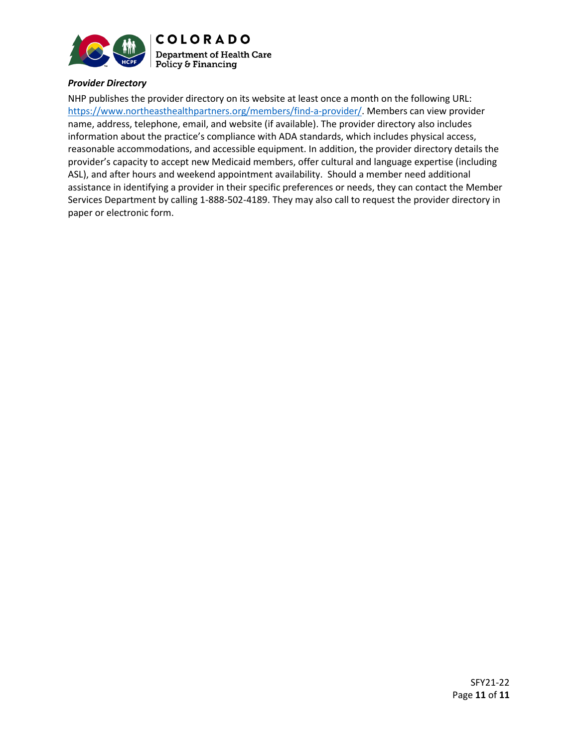***Provider Directory***

NHP publishes the provider directory on its website at least once a month on the following URL: [https://www.northeasthealthpartners.org/members/find-a-provider/](https://www.northeasthealthpartners.org/members/find-a-provider/). Members can view provider name, address, telephone, email, and website (if available). The provider directory also includes information about the practice's compliance with ADA standards, which includes physical access, reasonable accommodations, and accessible equipment. In addition, the provider directory details the provider's capacity to accept new Medicaid members, offer cultural and language expertise (including ASL), and after hours and weekend appointment availability. Should a member need additional assistance in identifying a provider in their specific preferences or needs, they can contact the Member Services Department by calling 1-888-502-4189. They may also call to request the provider directory in paper or electronic form.